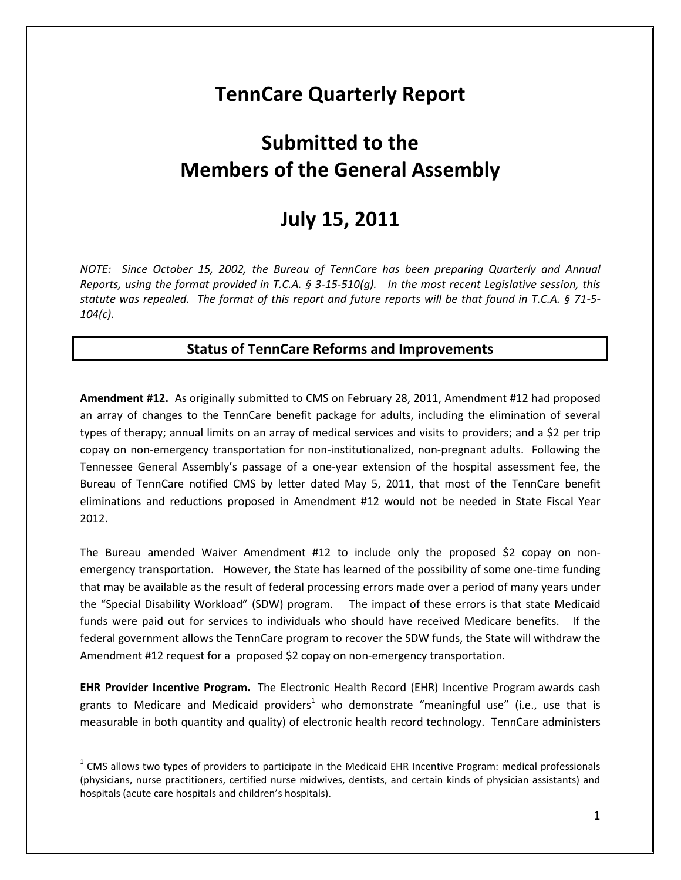# TennCare Quarterly Report

# Submitted to the Members of the General Assembly

# July 15, 2011

*NOTE: Since October 15, 2002, the Bureau of TennCare has been preparing Quarterly and Annual Reports, using the format provided in T.C.A. § 3-15-510(g). In the most recent Legislative session, this statute was repealed. The format of this report and future reports will be that found in T.C.A. § 71-5-104(c).*

## Status of TennCare Reforms and Improvements

**Amendment #12.** As originally submitted to CMS on February 28, 2011, Amendment #12 had proposed an array of changes to the TennCare benefit package for adults, including the elimination of several types of therapy; annual limits on an array of medical services and visits to providers; and a $2 per trip copay on non-emergency transportation for non-institutionalized, non-pregnant adults. Following the Tennessee General Assembly's passage of a one-year extension of the hospital assessment fee, the Bureau of TennCare notified CMS by letter dated May 5, 2011, that most of the TennCare benefit eliminations and reductions proposed in Amendment #12 would not be needed in State Fiscal Year 2012.

The Bureau amended Waiver Amendment #12 to include only the proposed $2 copay on non-emergency transportation. However, the State has learned of the possibility of some one-time funding that may be available as the result of federal processing errors made over a period of many years under the "Special Disability Workload" (SDW) program. The impact of these errors is that state Medicaid funds were paid out for services to individuals who should have received Medicare benefits. If the federal government allows the TennCare program to recover the SDW funds, the State will withdraw the Amendment #12 request for a proposed $2 copay on non-emergency transportation.

**EHR Provider Incentive Program.** The Electronic Health Record (EHR) Incentive Program awards cash grants to Medicare and Medicaid providers[1] who demonstrate "meaningful use" (i.e., use that is measurable in both quantity and quality) of electronic health record technology. TennCare administers

[1] CMS allows two types of providers to participate in the Medicaid EHR Incentive Program: medical professionals (physicians, nurse practitioners, certified nurse midwives, dentists, and certain kinds of physician assistants) and hospitals (acute care hospitals and children's hospitals).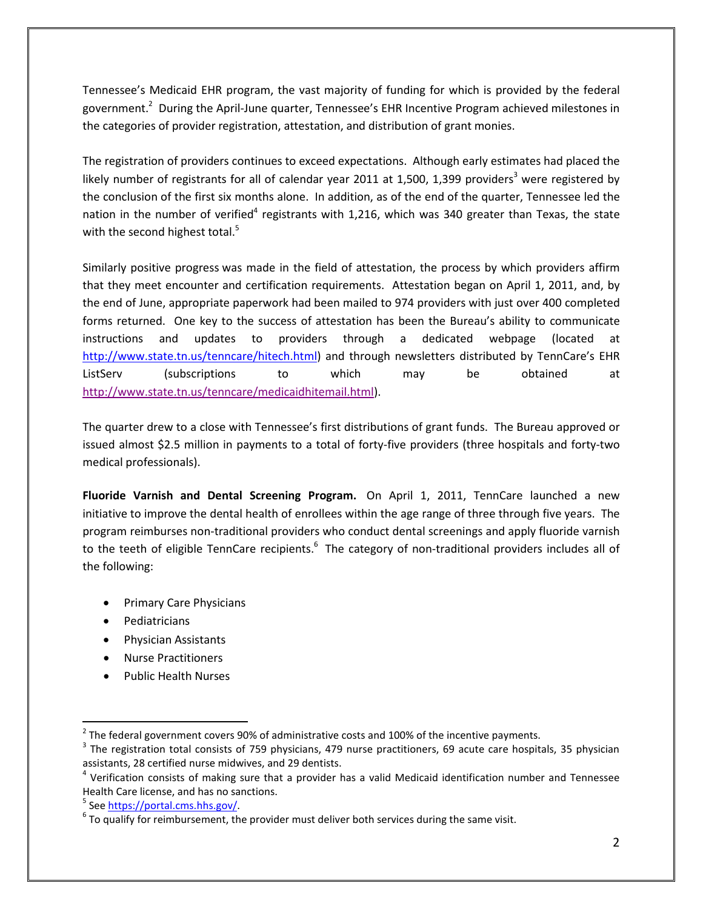Tennessee's Medicaid EHR program, the vast majority of funding for which is provided by the federal government.[2] During the April-June quarter, Tennessee's EHR Incentive Program achieved milestones in the categories of provider registration, attestation, and distribution of grant monies.

The registration of providers continues to exceed expectations. Although early estimates had placed the likely number of registrants for all of calendar year 2011 at 1,500, 1,399 providers[3] were registered by the conclusion of the first six months alone. In addition, as of the end of the quarter, Tennessee led the nation in the number of verified[4] registrants with 1,216, which was 340 greater than Texas, the state with the second highest total.[5]

Similarly positive progress was made in the field of attestation, the process by which providers affirm that they meet encounter and certification requirements. Attestation began on April 1, 2011, and, by the end of June, appropriate paperwork had been mailed to 974 providers with just over 400 completed forms returned. One key to the success of attestation has been the Bureau's ability to communicate instructions and updates to providers through a dedicated webpage (located at http://www.state.tn.us/tenncare/hitech.html) and through newsletters distributed by TennCare's EHR ListServ (subscriptions to which may be obtained at http://www.state.tn.us/tenncare/medicaidhitemail.html).

The quarter drew to a close with Tennessee's first distributions of grant funds. The Bureau approved or issued almost $2.5 million in payments to a total of forty-five providers (three hospitals and forty-two medical professionals).

**Fluoride Varnish and Dental Screening Program.** On April 1, 2011, TennCare launched a new initiative to improve the dental health of enrollees within the age range of three through five years. The program reimburses non-traditional providers who conduct dental screenings and apply fluoride varnish to the teeth of eligible TennCare recipients.[6] The category of non-traditional providers includes all of the following:

- Primary Care Physicians
- Pediatricians
- Physician Assistants
- Nurse Practitioners
- Public Health Nurses

---

[2] The federal government covers 90% of administrative costs and 100% of the incentive payments.

[3] The registration total consists of 759 physicians, 479 nurse practitioners, 69 acute care hospitals, 35 physician assistants, 28 certified nurse midwives, and 29 dentists.

[4] Verification consists of making sure that a provider has a valid Medicaid identification number and Tennessee Health Care license, and has no sanctions.

[5] See https://portal.cms.hhs.gov/.

[6] To qualify for reimbursement, the provider must deliver both services during the same visit.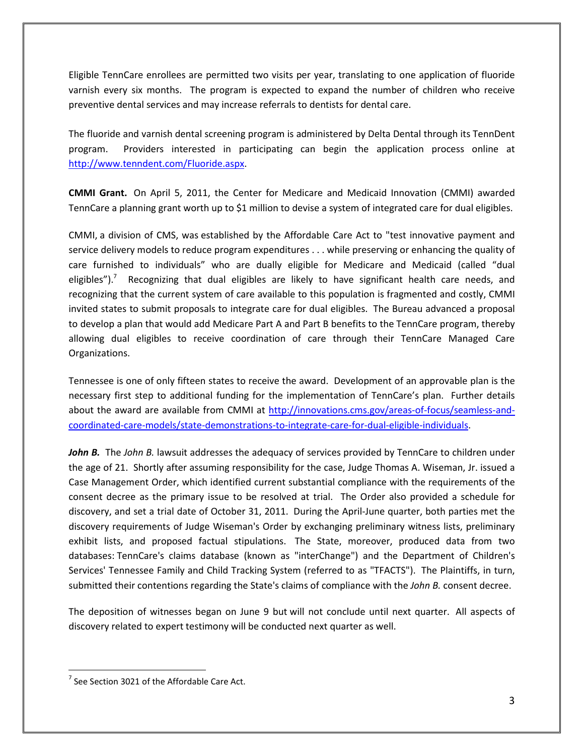Eligible TennCare enrollees are permitted two visits per year, translating to one application of fluoride varnish every six months. The program is expected to expand the number of children who receive preventive dental services and may increase referrals to dentists for dental care.

The fluoride and varnish dental screening program is administered by Delta Dental through its TennDent program. Providers interested in participating can begin the application process online at http://www.tenndent.com/Fluoride.aspx.

**CMMI Grant.** On April 5, 2011, the Center for Medicare and Medicaid Innovation (CMMI) awarded TennCare a planning grant worth up to $1 million to devise a system of integrated care for dual eligibles.

CMMI, a division of CMS, was established by the Affordable Care Act to "test innovative payment and service delivery models to reduce program expenditures . . . while preserving or enhancing the quality of care furnished to individuals" who are dually eligible for Medicare and Medicaid (called "dual eligibles").[7] Recognizing that dual eligibles are likely to have significant health care needs, and recognizing that the current system of care available to this population is fragmented and costly, CMMI invited states to submit proposals to integrate care for dual eligibles. The Bureau advanced a proposal to develop a plan that would add Medicare Part A and Part B benefits to the TennCare program, thereby allowing dual eligibles to receive coordination of care through their TennCare Managed Care Organizations.

Tennessee is one of only fifteen states to receive the award. Development of an approvable plan is the necessary first step to additional funding for the implementation of TennCare's plan. Further details about the award are available from CMMI at http://innovations.cms.gov/areas-of-focus/seamless-and-coordinated-care-models/state-demonstrations-to-integrate-care-for-dual-eligible-individuals.

***John B.*** The *John B.* lawsuit addresses the adequacy of services provided by TennCare to children under the age of 21. Shortly after assuming responsibility for the case, Judge Thomas A. Wiseman, Jr. issued a Case Management Order, which identified current substantial compliance with the requirements of the consent decree as the primary issue to be resolved at trial. The Order also provided a schedule for discovery, and set a trial date of October 31, 2011. During the April-June quarter, both parties met the discovery requirements of Judge Wiseman's Order by exchanging preliminary witness lists, preliminary exhibit lists, and proposed factual stipulations. The State, moreover, produced data from two databases: TennCare's claims database (known as "interChange") and the Department of Children's Services' Tennessee Family and Child Tracking System (referred to as "TFACTS"). The Plaintiffs, in turn, submitted their contentions regarding the State's claims of compliance with the *John B.* consent decree.

The deposition of witnesses began on June 9 but will not conclude until next quarter. All aspects of discovery related to expert testimony will be conducted next quarter as well.

---

[7] See Section 3021 of the Affordable Care Act.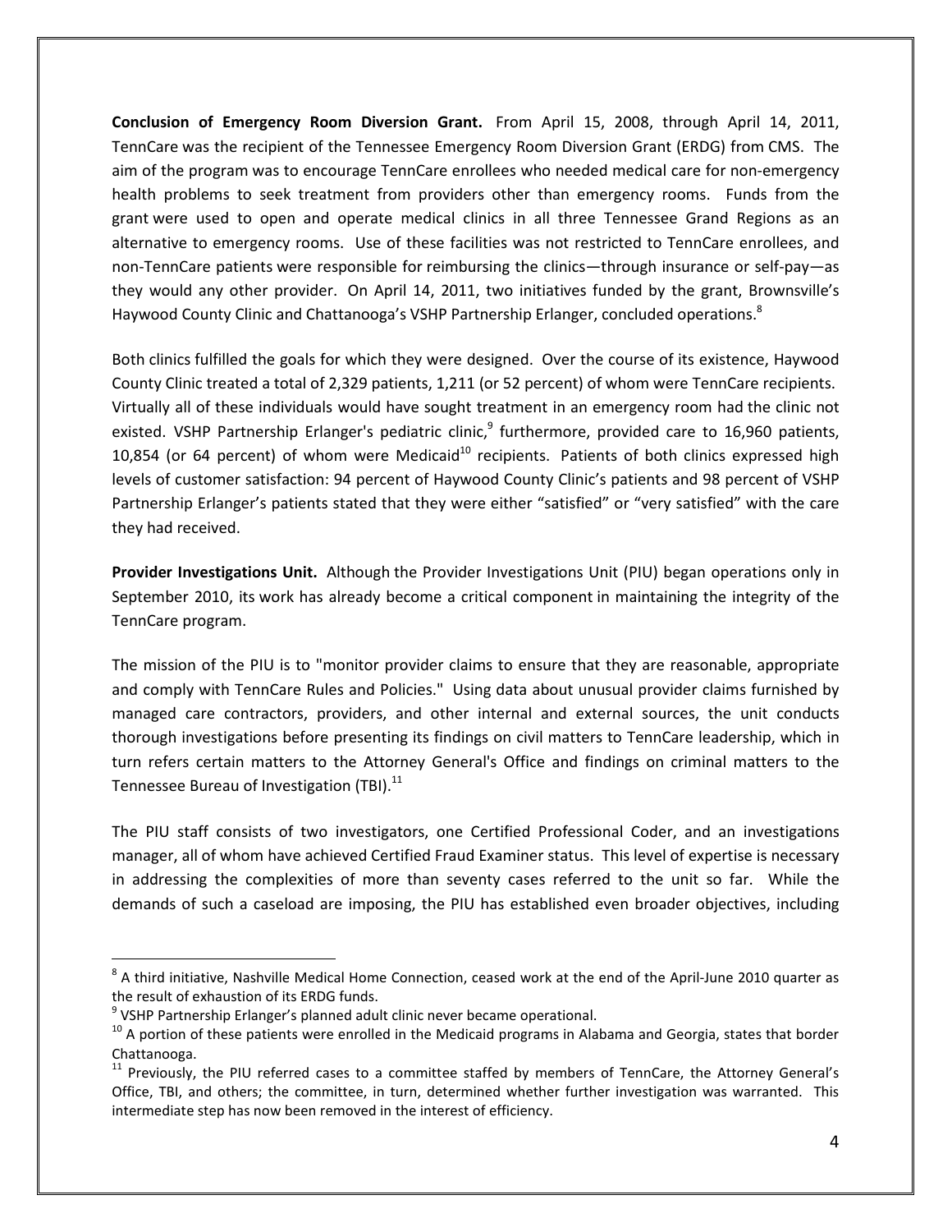**Conclusion of Emergency Room Diversion Grant.** From April 15, 2008, through April 14, 2011, TennCare was the recipient of the Tennessee Emergency Room Diversion Grant (ERDG) from CMS. The aim of the program was to encourage TennCare enrollees who needed medical care for non-emergency health problems to seek treatment from providers other than emergency rooms. Funds from the grant were used to open and operate medical clinics in all three Tennessee Grand Regions as an alternative to emergency rooms. Use of these facilities was not restricted to TennCare enrollees, and non-TennCare patients were responsible for reimbursing the clinics—through insurance or self-pay—as they would any other provider. On April 14, 2011, two initiatives funded by the grant, Brownsville's Haywood County Clinic and Chattanooga's VSHP Partnership Erlanger, concluded operations.[8]

Both clinics fulfilled the goals for which they were designed. Over the course of its existence, Haywood County Clinic treated a total of 2,329 patients, 1,211 (or 52 percent) of whom were TennCare recipients. Virtually all of these individuals would have sought treatment in an emergency room had the clinic not existed. VSHP Partnership Erlanger's pediatric clinic,[9] furthermore, provided care to 16,960 patients, 10,854 (or 64 percent) of whom were Medicaid[10] recipients. Patients of both clinics expressed high levels of customer satisfaction: 94 percent of Haywood County Clinic's patients and 98 percent of VSHP Partnership Erlanger's patients stated that they were either "satisfied" or "very satisfied" with the care they had received.

**Provider Investigations Unit.** Although the Provider Investigations Unit (PIU) began operations only in September 2010, its work has already become a critical component in maintaining the integrity of the TennCare program.

The mission of the PIU is to "monitor provider claims to ensure that they are reasonable, appropriate and comply with TennCare Rules and Policies." Using data about unusual provider claims furnished by managed care contractors, providers, and other internal and external sources, the unit conducts thorough investigations before presenting its findings on civil matters to TennCare leadership, which in turn refers certain matters to the Attorney General's Office and findings on criminal matters to the Tennessee Bureau of Investigation (TBI).[11]

The PIU staff consists of two investigators, one Certified Professional Coder, and an investigations manager, all of whom have achieved Certified Fraud Examiner status. This level of expertise is necessary in addressing the complexities of more than seventy cases referred to the unit so far. While the demands of such a caseload are imposing, the PIU has established even broader objectives, including

---

[8] A third initiative, Nashville Medical Home Connection, ceased work at the end of the April-June 2010 quarter as the result of exhaustion of its ERDG funds.

[9] VSHP Partnership Erlanger's planned adult clinic never became operational.

[10] A portion of these patients were enrolled in the Medicaid programs in Alabama and Georgia, states that border Chattanooga.

[11] Previously, the PIU referred cases to a committee staffed by members of TennCare, the Attorney General's Office, TBI, and others; the committee, in turn, determined whether further investigation was warranted. This intermediate step has now been removed in the interest of efficiency.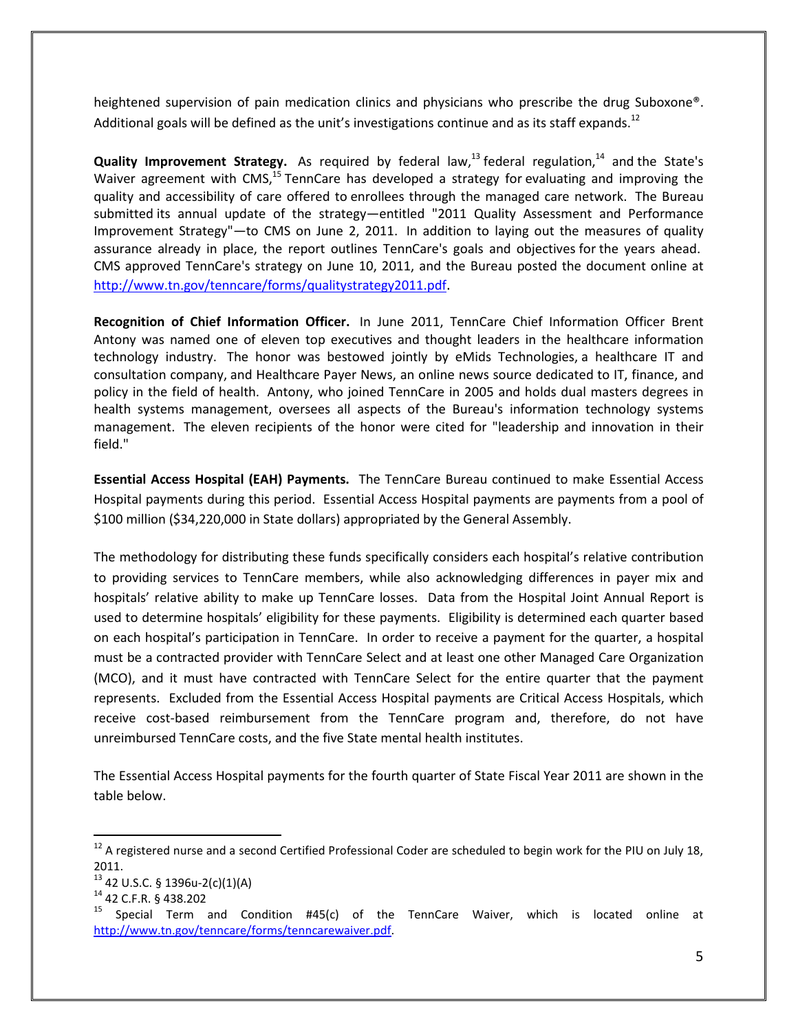heightened supervision of pain medication clinics and physicians who prescribe the drug Suboxone®. Additional goals will be defined as the unit's investigations continue and as its staff expands.[12]

**Quality Improvement Strategy.** As required by federal law,[13] federal regulation,[14] and the State's Waiver agreement with CMS,[15] TennCare has developed a strategy for evaluating and improving the quality and accessibility of care offered to enrollees through the managed care network. The Bureau submitted its annual update of the strategy—entitled "2011 Quality Assessment and Performance Improvement Strategy"—to CMS on June 2, 2011. In addition to laying out the measures of quality assurance already in place, the report outlines TennCare's goals and objectives for the years ahead. CMS approved TennCare's strategy on June 10, 2011, and the Bureau posted the document online at http://www.tn.gov/tenncare/forms/qualitystrategy2011.pdf.

**Recognition of Chief Information Officer.** In June 2011, TennCare Chief Information Officer Brent Antony was named one of eleven top executives and thought leaders in the healthcare information technology industry. The honor was bestowed jointly by eMids Technologies, a healthcare IT and consultation company, and Healthcare Payer News, an online news source dedicated to IT, finance, and policy in the field of health. Antony, who joined TennCare in 2005 and holds dual masters degrees in health systems management, oversees all aspects of the Bureau's information technology systems management. The eleven recipients of the honor were cited for "leadership and innovation in their field."

**Essential Access Hospital (EAH) Payments.** The TennCare Bureau continued to make Essential Access Hospital payments during this period. Essential Access Hospital payments are payments from a pool of $100 million ($34,220,000 in State dollars) appropriated by the General Assembly.

The methodology for distributing these funds specifically considers each hospital's relative contribution to providing services to TennCare members, while also acknowledging differences in payer mix and hospitals' relative ability to make up TennCare losses. Data from the Hospital Joint Annual Report is used to determine hospitals' eligibility for these payments. Eligibility is determined each quarter based on each hospital's participation in TennCare. In order to receive a payment for the quarter, a hospital must be a contracted provider with TennCare Select and at least one other Managed Care Organization (MCO), and it must have contracted with TennCare Select for the entire quarter that the payment represents. Excluded from the Essential Access Hospital payments are Critical Access Hospitals, which receive cost-based reimbursement from the TennCare program and, therefore, do not have unreimbursed TennCare costs, and the five State mental health institutes.

The Essential Access Hospital payments for the fourth quarter of State Fiscal Year 2011 are shown in the table below.

---

[12] A registered nurse and a second Certified Professional Coder are scheduled to begin work for the PIU on July 18, 2011.

[13] 42 U.S.C. § 1396u-2(c)(1)(A)

[14] 42 C.F.R. § 438.202

[15] Special Term and Condition #45(c) of the TennCare Waiver, which is located online at http://www.tn.gov/tenncare/forms/tenncarewaiver.pdf.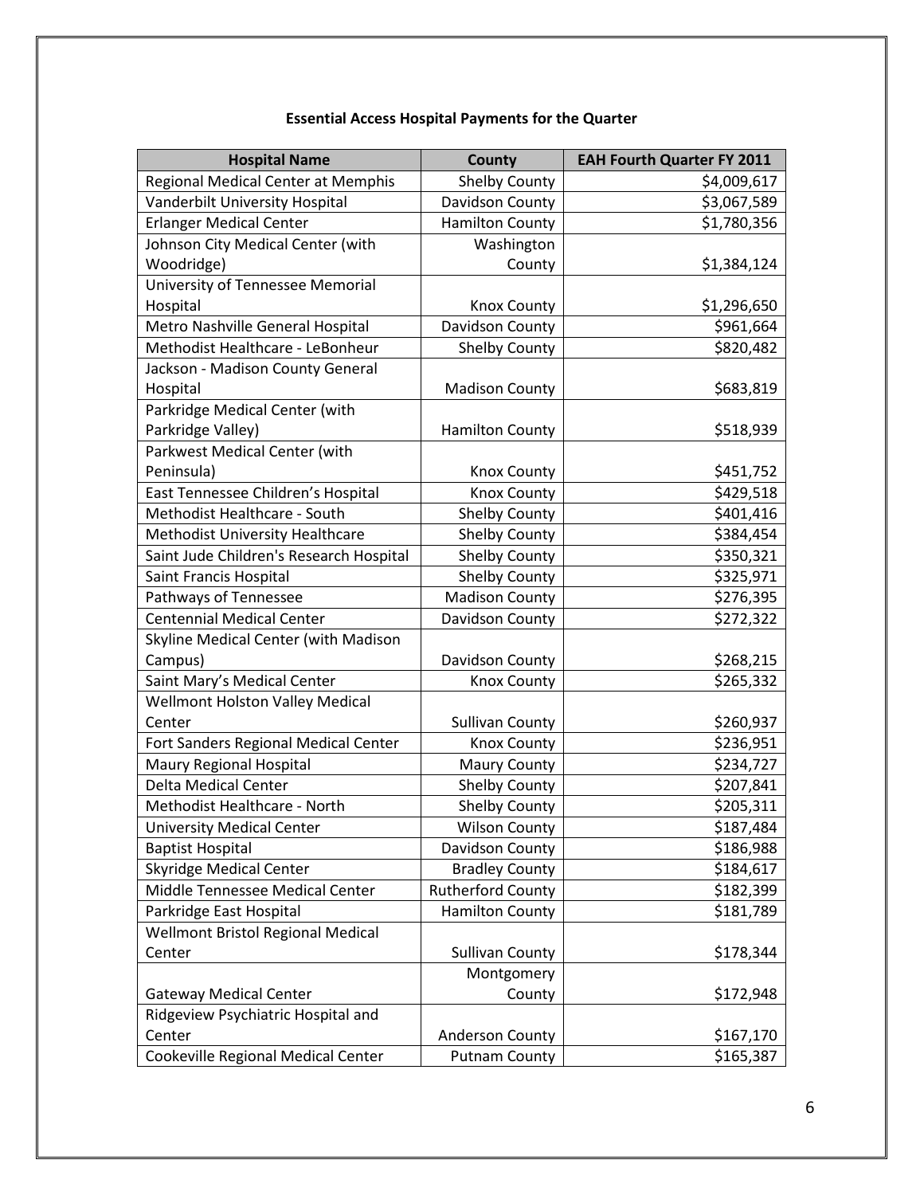**Essential Access Hospital Payments for the Quarter**

| Hospital Name | County | EAH Fourth Quarter FY 2011 |
|---|---|---|
| Regional Medical Center at Memphis | Shelby County | $4,009,617 |
| Vanderbilt University Hospital | Davidson County | $3,067,589 |
| Erlanger Medical Center | Hamilton County | $1,780,356 |
| Johnson City Medical Center (with Woodridge) | Washington County | $1,384,124 |
| University of Tennessee Memorial Hospital | Knox County | $1,296,650 |
| Metro Nashville General Hospital | Davidson County | $961,664 |
| Methodist Healthcare - LeBonheur | Shelby County | $820,482 |
| Jackson - Madison County General Hospital | Madison County | $683,819 |
| Parkridge Medical Center (with Parkridge Valley) | Hamilton County | $518,939 |
| Parkwest Medical Center (with Peninsula) | Knox County | $451,752 |
| East Tennessee Children's Hospital | Knox County | $429,518 |
| Methodist Healthcare - South | Shelby County | $401,416 |
| Methodist University Healthcare | Shelby County | $384,454 |
| Saint Jude Children's Research Hospital | Shelby County | $350,321 |
| Saint Francis Hospital | Shelby County | $325,971 |
| Pathways of Tennessee | Madison County | $276,395 |
| Centennial Medical Center | Davidson County | $272,322 |
| Skyline Medical Center (with Madison Campus) | Davidson County | $268,215 |
| Saint Mary's Medical Center | Knox County | $265,332 |
| Wellmont Holston Valley Medical Center | Sullivan County | $260,937 |
| Fort Sanders Regional Medical Center | Knox County | $236,951 |
| Maury Regional Hospital | Maury County | $234,727 |
| Delta Medical Center | Shelby County | $207,841 |
| Methodist Healthcare - North | Shelby County | $205,311 |
| University Medical Center | Wilson County | $187,484 |
| Baptist Hospital | Davidson County | $186,988 |
| Skyridge Medical Center | Bradley County | $184,617 |
| Middle Tennessee Medical Center | Rutherford County | $182,399 |
| Parkridge East Hospital | Hamilton County | $181,789 |
| Wellmont Bristol Regional Medical Center | Sullivan County | $178,344 |
| Gateway Medical Center | Montgomery County | $172,948 |
| Ridgeview Psychiatric Hospital and Center | Anderson County | $167,170 |
| Cookeville Regional Medical Center | Putnam County | $165,387 |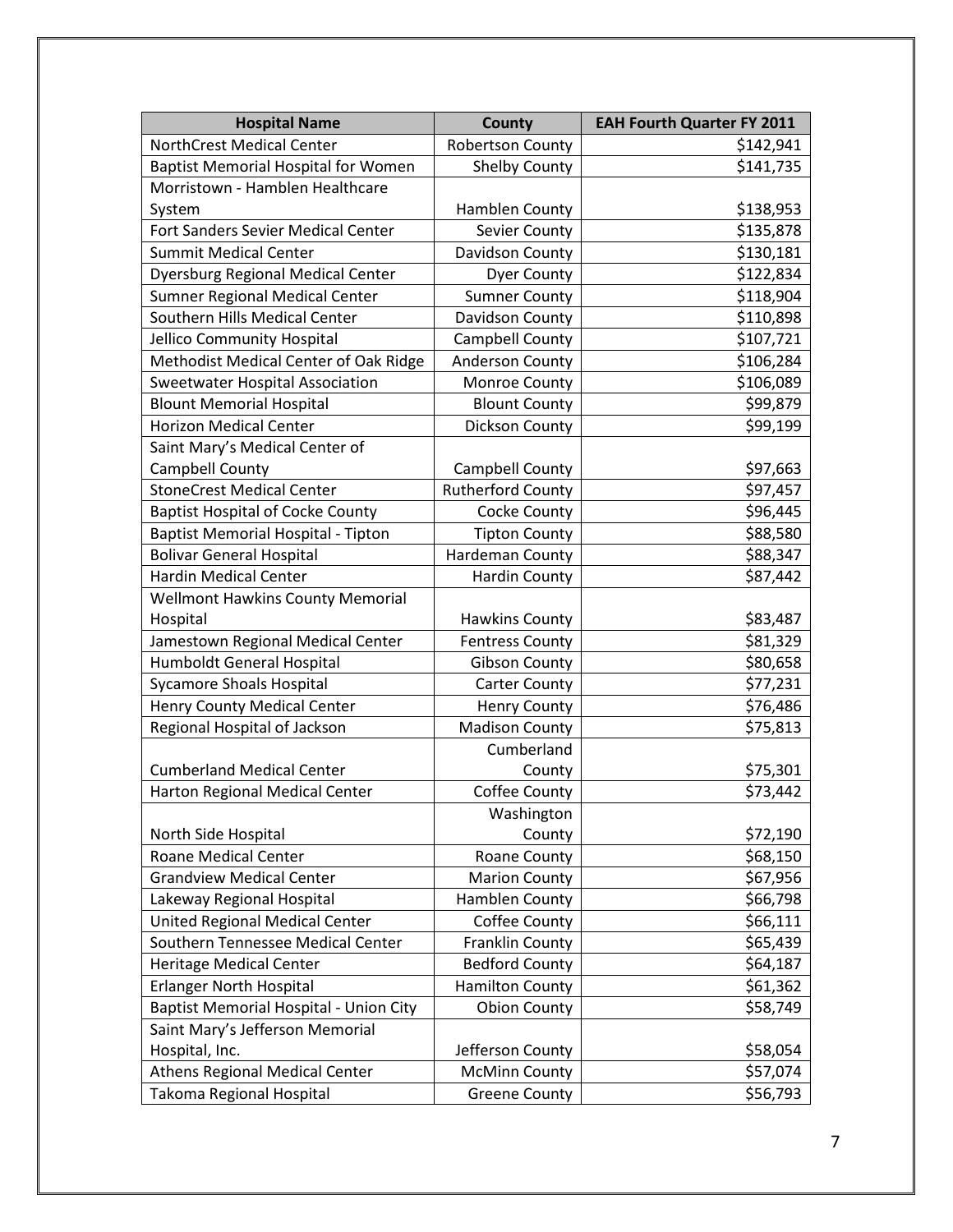| Hospital Name | County | EAH Fourth Quarter FY 2011 |
|---|---|---|
| NorthCrest Medical Center | Robertson County | $142,941 |
| Baptist Memorial Hospital for Women | Shelby County | $141,735 |
| Morristown - Hamblen Healthcare System | Hamblen County | $138,953 |
| Fort Sanders Sevier Medical Center | Sevier County | $135,878 |
| Summit Medical Center | Davidson County | $130,181 |
| Dyersburg Regional Medical Center | Dyer County | $122,834 |
| Sumner Regional Medical Center | Sumner County | $118,904 |
| Southern Hills Medical Center | Davidson County | $110,898 |
| Jellico Community Hospital | Campbell County | $107,721 |
| Methodist Medical Center of Oak Ridge | Anderson County | $106,284 |
| Sweetwater Hospital Association | Monroe County | $106,089 |
| Blount Memorial Hospital | Blount County | $99,879 |
| Horizon Medical Center | Dickson County | $99,199 |
| Saint Mary's Medical Center of Campbell County | Campbell County | $97,663 |
| StoneCrest Medical Center | Rutherford County | $97,457 |
| Baptist Hospital of Cocke County | Cocke County | $96,445 |
| Baptist Memorial Hospital - Tipton | Tipton County | $88,580 |
| Bolivar General Hospital | Hardeman County | $88,347 |
| Hardin Medical Center | Hardin County | $87,442 |
| Wellmont Hawkins County Memorial Hospital | Hawkins County | $83,487 |
| Jamestown Regional Medical Center | Fentress County | $81,329 |
| Humboldt General Hospital | Gibson County | $80,658 |
| Sycamore Shoals Hospital | Carter County | $77,231 |
| Henry County Medical Center | Henry County | $76,486 |
| Regional Hospital of Jackson | Madison County | $75,813 |
| Cumberland Medical Center | Cumberland County | $75,301 |
| Harton Regional Medical Center | Coffee County | $73,442 |
| North Side Hospital | Washington County | $72,190 |
| Roane Medical Center | Roane County | $68,150 |
| Grandview Medical Center | Marion County | $67,956 |
| Lakeway Regional Hospital | Hamblen County | $66,798 |
| United Regional Medical Center | Coffee County | $66,111 |
| Southern Tennessee Medical Center | Franklin County | $65,439 |
| Heritage Medical Center | Bedford County | $64,187 |
| Erlanger North Hospital | Hamilton County | $61,362 |
| Baptist Memorial Hospital - Union City | Obion County | $58,749 |
| Saint Mary's Jefferson Memorial Hospital, Inc. | Jefferson County | $58,054 |
| Athens Regional Medical Center | McMinn County | $57,074 |
| Takoma Regional Hospital | Greene County | $56,793 |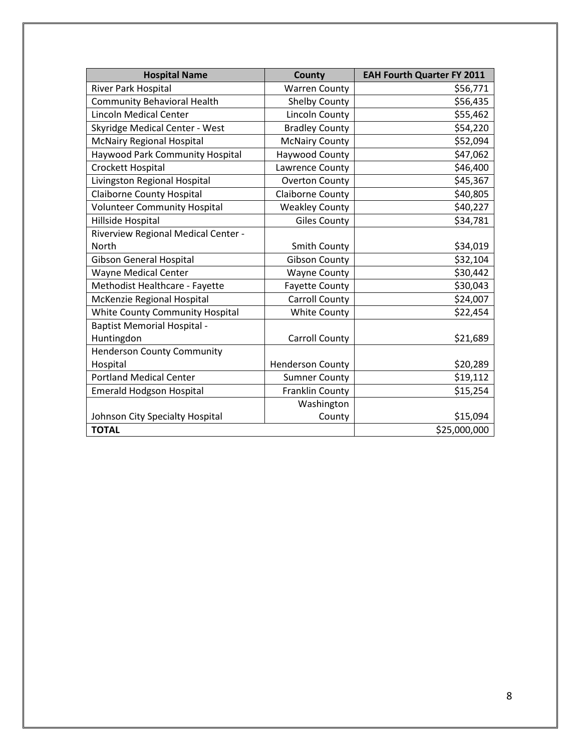| Hospital Name | County | EAH Fourth Quarter FY 2011 |
| --- | --- | --- |
| River Park Hospital | Warren County | $56,771 |
| Community Behavioral Health | Shelby County | $56,435 |
| Lincoln Medical Center | Lincoln County | $55,462 |
| Skyridge Medical Center - West | Bradley County | $54,220 |
| McNairy Regional Hospital | McNairy County | $52,094 |
| Haywood Park Community Hospital | Haywood County | $47,062 |
| Crockett Hospital | Lawrence County | $46,400 |
| Livingston Regional Hospital | Overton County | $45,367 |
| Claiborne County Hospital | Claiborne County | $40,805 |
| Volunteer Community Hospital | Weakley County | $40,227 |
| Hillside Hospital | Giles County | $34,781 |
| Riverview Regional Medical Center - North | Smith County | $34,019 |
| Gibson General Hospital | Gibson County | $32,104 |
| Wayne Medical Center | Wayne County | $30,442 |
| Methodist Healthcare - Fayette | Fayette County | $30,043 |
| McKenzie Regional Hospital | Carroll County | $24,007 |
| White County Community Hospital | White County | $22,454 |
| Baptist Memorial Hospital - Huntingdon | Carroll County | $21,689 |
| Henderson County Community Hospital | Henderson County | $20,289 |
| Portland Medical Center | Sumner County | $19,112 |
| Emerald Hodgson Hospital | Franklin County | $15,254 |
| Johnson City Specialty Hospital | Washington County | $15,094 |
| **TOTAL** | | $25,000,000 |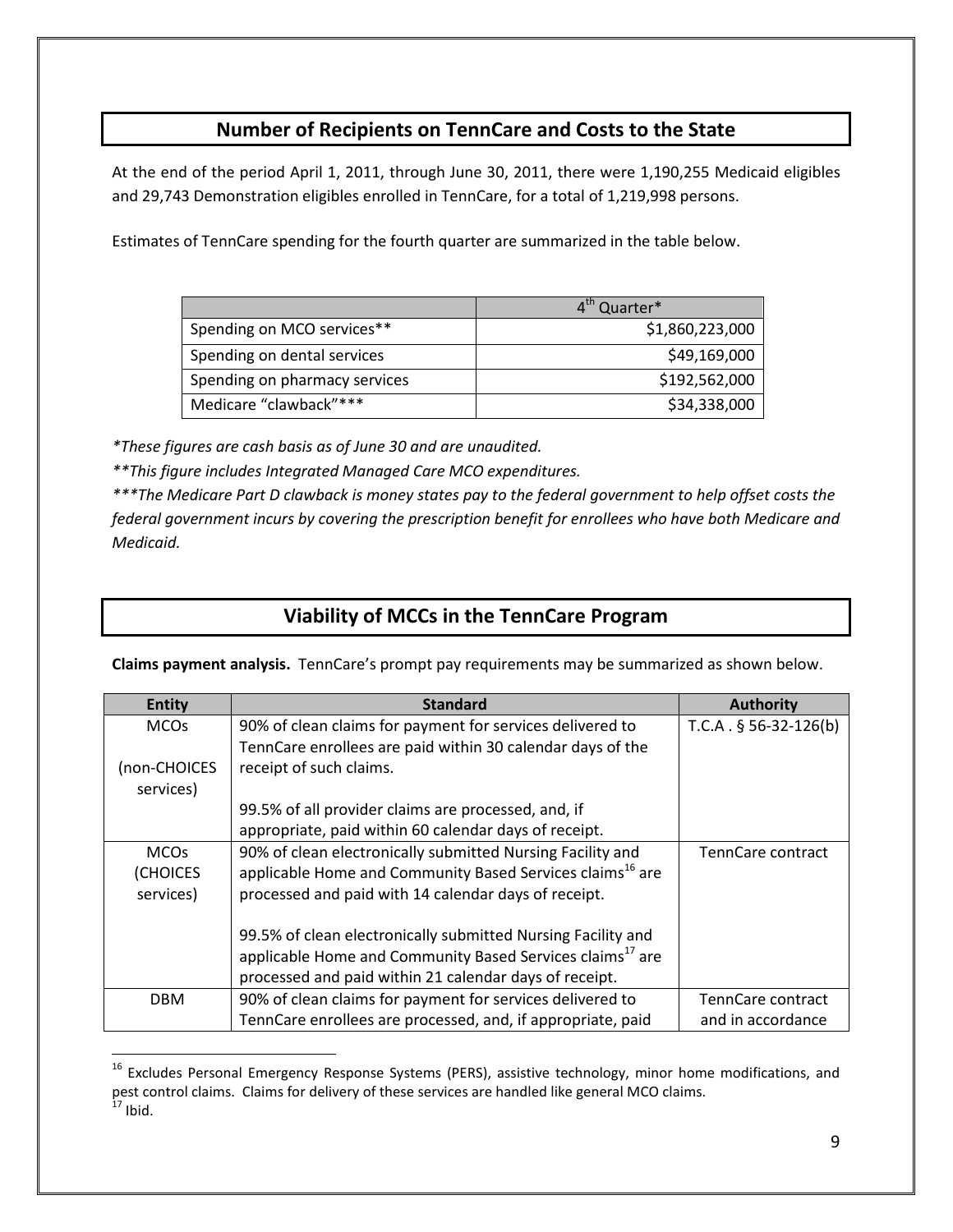## Number of Recipients on TennCare and Costs to the State

At the end of the period April 1, 2011, through June 30, 2011, there were 1,190,255 Medicaid eligibles and 29,743 Demonstration eligibles enrolled in TennCare, for a total of 1,219,998 persons.

Estimates of TennCare spending for the fourth quarter are summarized in the table below.

| | 4th Quarter* |
|---|---:|
| Spending on MCO services** | $1,860,223,000 |
| Spending on dental services | $49,169,000 |
| Spending on pharmacy services | $192,562,000 |
| Medicare "clawback"*** | $34,338,000 |

*\*These figures are cash basis as of June 30 and are unaudited.*

*\*\*This figure includes Integrated Managed Care MCO expenditures.*

*\*\*\*The Medicare Part D clawback is money states pay to the federal government to help offset costs the federal government incurs by covering the prescription benefit for enrollees who have both Medicare and Medicaid.*

## Viability of MCCs in the TennCare Program

**Claims payment analysis.** TennCare's prompt pay requirements may be summarized as shown below.

| Entity | Standard | Authority |
|---|---|---|
| MCOs (non-CHOICES services) | 90% of clean claims for payment for services delivered to TennCare enrollees are paid within 30 calendar days of the receipt of such claims. 99.5% of all provider claims are processed, and, if appropriate, paid within 60 calendar days of receipt. | T.C.A . § 56-32-126(b) |
| MCOs (CHOICES services) | 90% of clean electronically submitted Nursing Facility and applicable Home and Community Based Services claims[16] are processed and paid with 14 calendar days of receipt. 99.5% of clean electronically submitted Nursing Facility and applicable Home and Community Based Services claims[17] are processed and paid within 21 calendar days of receipt. | TennCare contract |
| DBM | 90% of clean claims for payment for services delivered to TennCare enrollees are processed, and, if appropriate, paid | TennCare contract and in accordance |

[16] Excludes Personal Emergency Response Systems (PERS), assistive technology, minor home modifications, and pest control claims. Claims for delivery of these services are handled like general MCO claims.

[17] Ibid.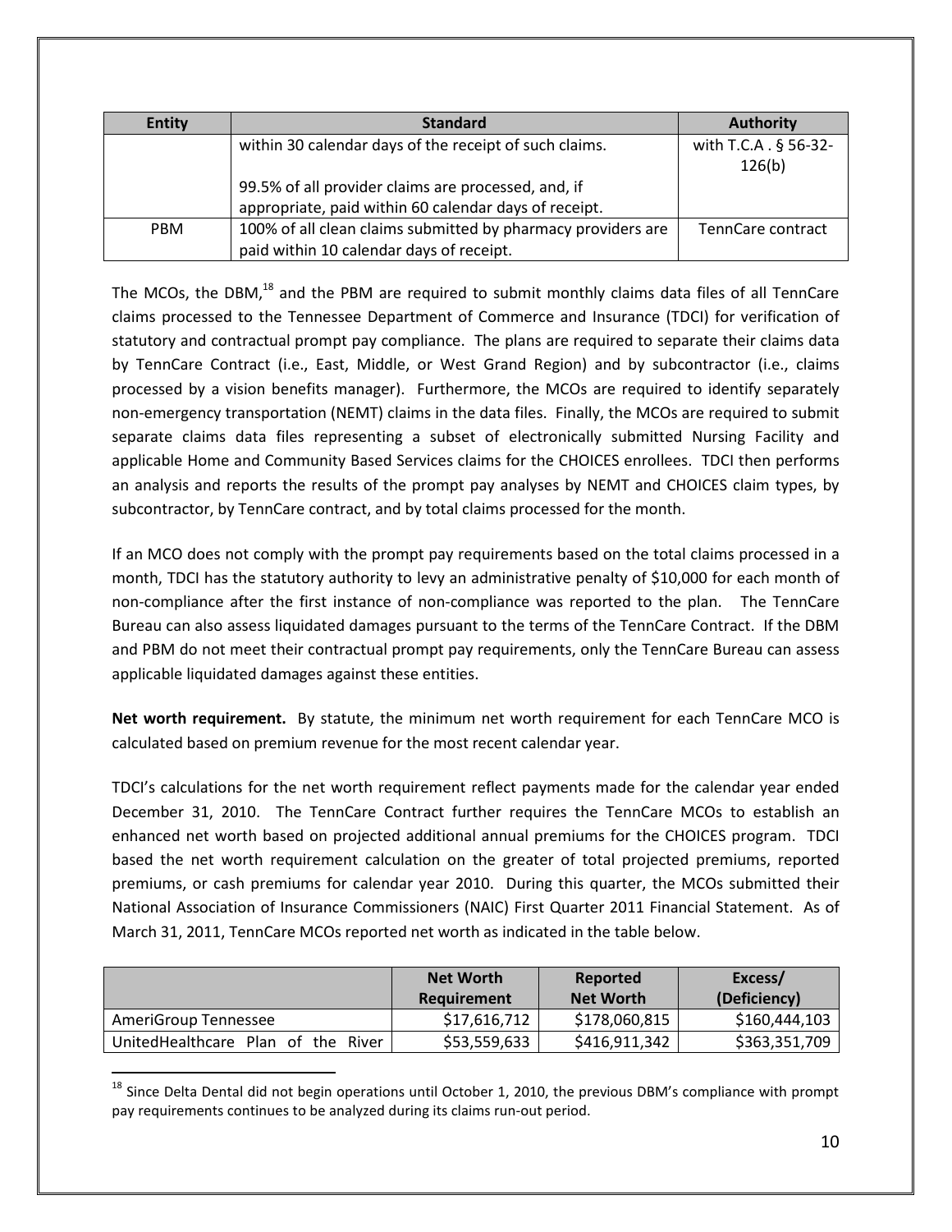| Entity | Standard | Authority |
|---|---|---|
| | within 30 calendar days of the receipt of such claims.<br><br>99.5% of all provider claims are processed, and, if appropriate, paid within 60 calendar days of receipt. | with T.C.A . § 56-32-126(b) |
| PBM | 100% of all clean claims submitted by pharmacy providers are paid within 10 calendar days of receipt. | TennCare contract |

The MCOs, the DBM,[18] and the PBM are required to submit monthly claims data files of all TennCare claims processed to the Tennessee Department of Commerce and Insurance (TDCI) for verification of statutory and contractual prompt pay compliance. The plans are required to separate their claims data by TennCare Contract (i.e., East, Middle, or West Grand Region) and by subcontractor (i.e., claims processed by a vision benefits manager). Furthermore, the MCOs are required to identify separately non-emergency transportation (NEMT) claims in the data files. Finally, the MCOs are required to submit separate claims data files representing a subset of electronically submitted Nursing Facility and applicable Home and Community Based Services claims for the CHOICES enrollees. TDCI then performs an analysis and reports the results of the prompt pay analyses by NEMT and CHOICES claim types, by subcontractor, by TennCare contract, and by total claims processed for the month.

If an MCO does not comply with the prompt pay requirements based on the total claims processed in a month, TDCI has the statutory authority to levy an administrative penalty of $10,000 for each month of non-compliance after the first instance of non-compliance was reported to the plan. The TennCare Bureau can also assess liquidated damages pursuant to the terms of the TennCare Contract. If the DBM and PBM do not meet their contractual prompt pay requirements, only the TennCare Bureau can assess applicable liquidated damages against these entities.

**Net worth requirement.** By statute, the minimum net worth requirement for each TennCare MCO is calculated based on premium revenue for the most recent calendar year.

TDCI's calculations for the net worth requirement reflect payments made for the calendar year ended December 31, 2010. The TennCare Contract further requires the TennCare MCOs to establish an enhanced net worth based on projected additional annual premiums for the CHOICES program. TDCI based the net worth requirement calculation on the greater of total projected premiums, reported premiums, or cash premiums for calendar year 2010. During this quarter, the MCOs submitted their National Association of Insurance Commissioners (NAIC) First Quarter 2011 Financial Statement. As of March 31, 2011, TennCare MCOs reported net worth as indicated in the table below.

| | Net Worth Requirement | Reported Net Worth | Excess/ (Deficiency) |
|---|---|---|---|
| AmeriGroup Tennessee | $17,616,712 | $178,060,815 | $160,444,103 |
| UnitedHealthcare Plan of the River | $53,559,633 | $416,911,342 | $363,351,709 |

[18] Since Delta Dental did not begin operations until October 1, 2010, the previous DBM's compliance with prompt pay requirements continues to be analyzed during its claims run-out period.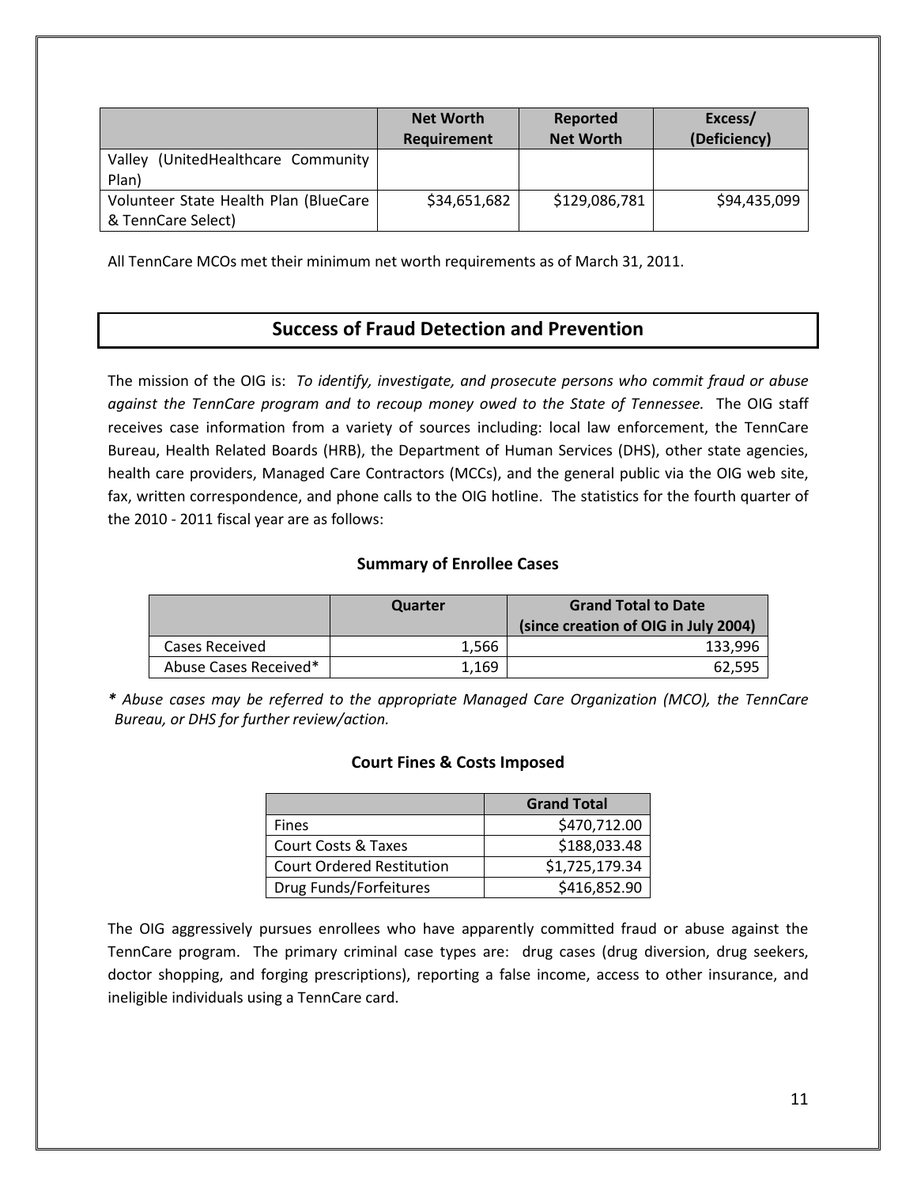| | Net Worth Requirement | Reported Net Worth | Excess/ (Deficiency) |
|---|---|---|---|
| Valley (UnitedHealthcare Community Plan) | | | |
| Volunteer State Health Plan (BlueCare & TennCare Select) | $34,651,682 | $129,086,781 | $94,435,099 |

All TennCare MCOs met their minimum net worth requirements as of March 31, 2011.

## Success of Fraud Detection and Prevention

The mission of the OIG is: *To identify, investigate, and prosecute persons who commit fraud or abuse against the TennCare program and to recoup money owed to the State of Tennessee.* The OIG staff receives case information from a variety of sources including: local law enforcement, the TennCare Bureau, Health Related Boards (HRB), the Department of Human Services (DHS), other state agencies, health care providers, Managed Care Contractors (MCCs), and the general public via the OIG web site, fax, written correspondence, and phone calls to the OIG hotline. The statistics for the fourth quarter of the 2010 - 2011 fiscal year are as follows:

### Summary of Enrollee Cases

| | Quarter | Grand Total to Date (since creation of OIG in July 2004) |
|---|---|---|
| Cases Received | 1,566 | 133,996 |
| Abuse Cases Received* | 1,169 | 62,595 |

***** *Abuse cases may be referred to the appropriate Managed Care Organization (MCO), the TennCare Bureau, or DHS for further review/action.*

### Court Fines & Costs Imposed

| | Grand Total |
|---|---|
| Fines | $470,712.00 |
| Court Costs & Taxes | $188,033.48 |
| Court Ordered Restitution | $1,725,179.34 |
| Drug Funds/Forfeitures | $416,852.90 |

The OIG aggressively pursues enrollees who have apparently committed fraud or abuse against the TennCare program. The primary criminal case types are: drug cases (drug diversion, drug seekers, doctor shopping, and forging prescriptions), reporting a false income, access to other insurance, and ineligible individuals using a TennCare card.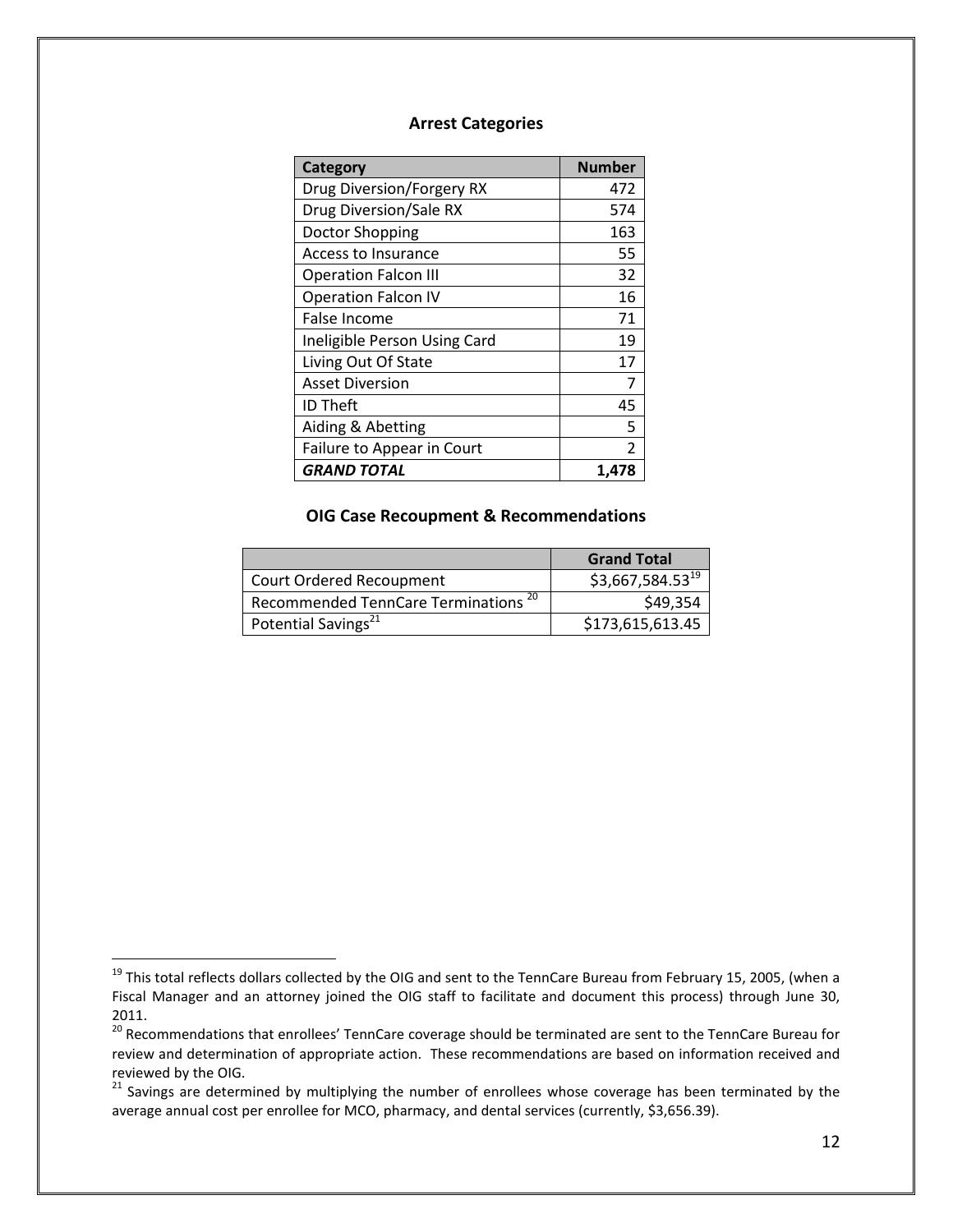## Arrest Categories

| Category | Number |
|---|---|
| Drug Diversion/Forgery RX | 472 |
| Drug Diversion/Sale RX | 574 |
| Doctor Shopping | 163 |
| Access to Insurance | 55 |
| Operation Falcon III | 32 |
| Operation Falcon IV | 16 |
| False Income | 71 |
| Ineligible Person Using Card | 19 |
| Living Out Of State | 17 |
| Asset Diversion | 7 |
| ID Theft | 45 |
| Aiding & Abetting | 5 |
| Failure to Appear in Court | 2 |
| ***GRAND TOTAL*** | **1,478** |

## OIG Case Recoupment & Recommendations

| | Grand Total |
|---|---|
| Court Ordered Recoupment | $3,667,584.53[19] |
| Recommended TennCare Terminations [20] | $49,354 |
| Potential Savings[21] | $173,615,613.45 |

---

[19] This total reflects dollars collected by the OIG and sent to the TennCare Bureau from February 15, 2005, (when a Fiscal Manager and an attorney joined the OIG staff to facilitate and document this process) through June 30, 2011.

[20] Recommendations that enrollees' TennCare coverage should be terminated are sent to the TennCare Bureau for review and determination of appropriate action. These recommendations are based on information received and reviewed by the OIG.

[21] Savings are determined by multiplying the number of enrollees whose coverage has been terminated by the average annual cost per enrollee for MCO, pharmacy, and dental services (currently, $3,656.39).